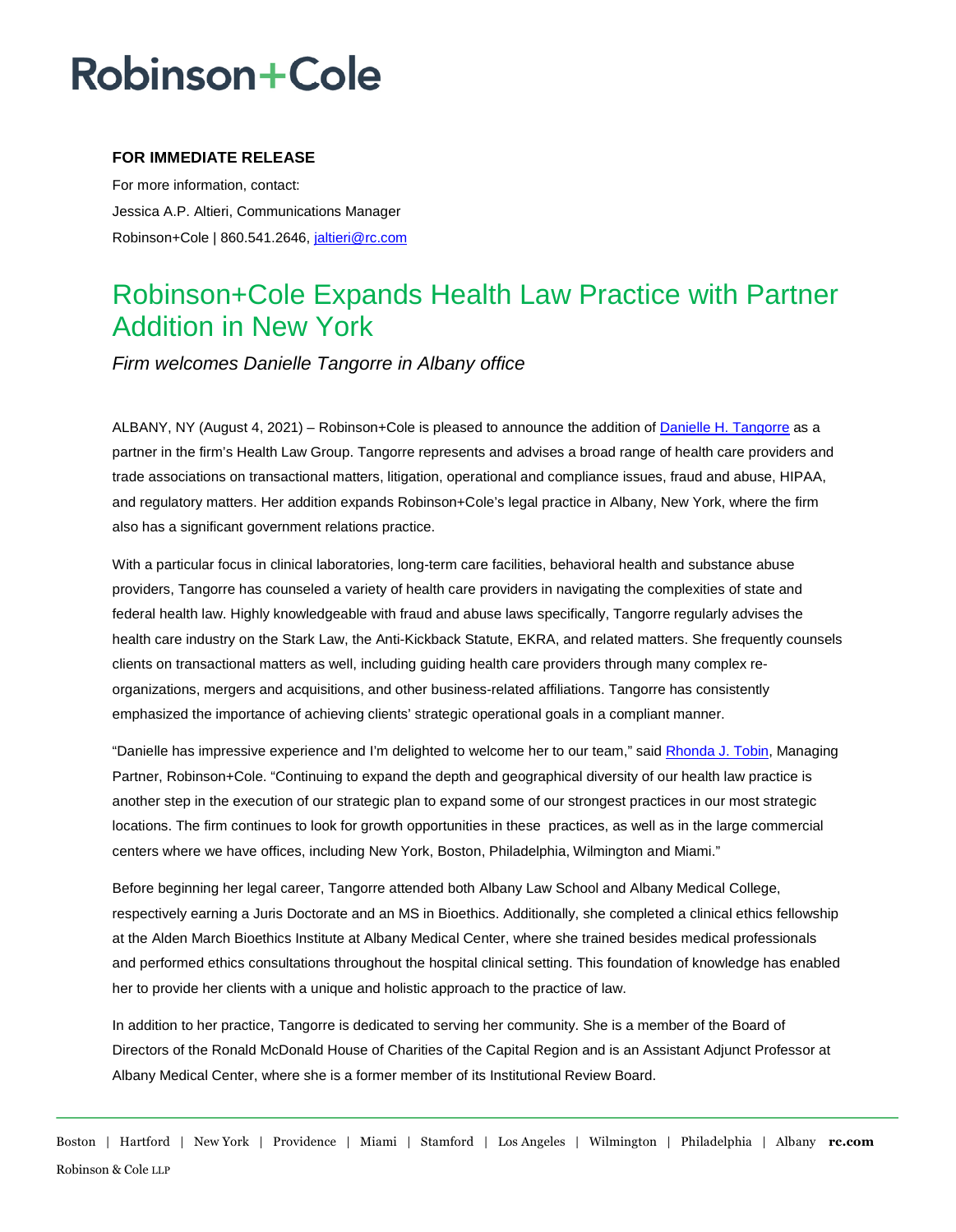# Robinson+Cole

**FOR IMMEDIATE RELEASE**

For more information, contact:
Jessica A.P. Altieri, Communications Manager
Robinson+Cole | 860.541.2646, jaltieri@rc.com

## Robinson+Cole Expands Health Law Practice with Partner Addition in New York

*Firm welcomes Danielle Tangorre in Albany office*

ALBANY, NY (August 4, 2021) – Robinson+Cole is pleased to announce the addition of Danielle H. Tangorre as a partner in the firm's Health Law Group. Tangorre represents and advises a broad range of health care providers and trade associations on transactional matters, litigation, operational and compliance issues, fraud and abuse, HIPAA, and regulatory matters. Her addition expands Robinson+Cole's legal practice in Albany, New York, where the firm also has a significant government relations practice.

With a particular focus in clinical laboratories, long-term care facilities, behavioral health and substance abuse providers, Tangorre has counseled a variety of health care providers in navigating the complexities of state and federal health law. Highly knowledgeable with fraud and abuse laws specifically, Tangorre regularly advises the health care industry on the Stark Law, the Anti-Kickback Statute, EKRA, and related matters. She frequently counsels clients on transactional matters as well, including guiding health care providers through many complex re-organizations, mergers and acquisitions, and other business-related affiliations. Tangorre has consistently emphasized the importance of achieving clients' strategic operational goals in a compliant manner.

"Danielle has impressive experience and I'm delighted to welcome her to our team," said Rhonda J. Tobin, Managing Partner, Robinson+Cole. "Continuing to expand the depth and geographical diversity of our health law practice is another step in the execution of our strategic plan to expand some of our strongest practices in our most strategic locations. The firm continues to look for growth opportunities in these practices, as well as in the large commercial centers where we have offices, including New York, Boston, Philadelphia, Wilmington and Miami."

Before beginning her legal career, Tangorre attended both Albany Law School and Albany Medical College, respectively earning a Juris Doctorate and an MS in Bioethics. Additionally, she completed a clinical ethics fellowship at the Alden March Bioethics Institute at Albany Medical Center, where she trained besides medical professionals and performed ethics consultations throughout the hospital clinical setting. This foundation of knowledge has enabled her to provide her clients with a unique and holistic approach to the practice of law.

In addition to her practice, Tangorre is dedicated to serving her community. She is a member of the Board of Directors of the Ronald McDonald House of Charities of the Capital Region and is an Assistant Adjunct Professor at Albany Medical Center, where she is a former member of its Institutional Review Board.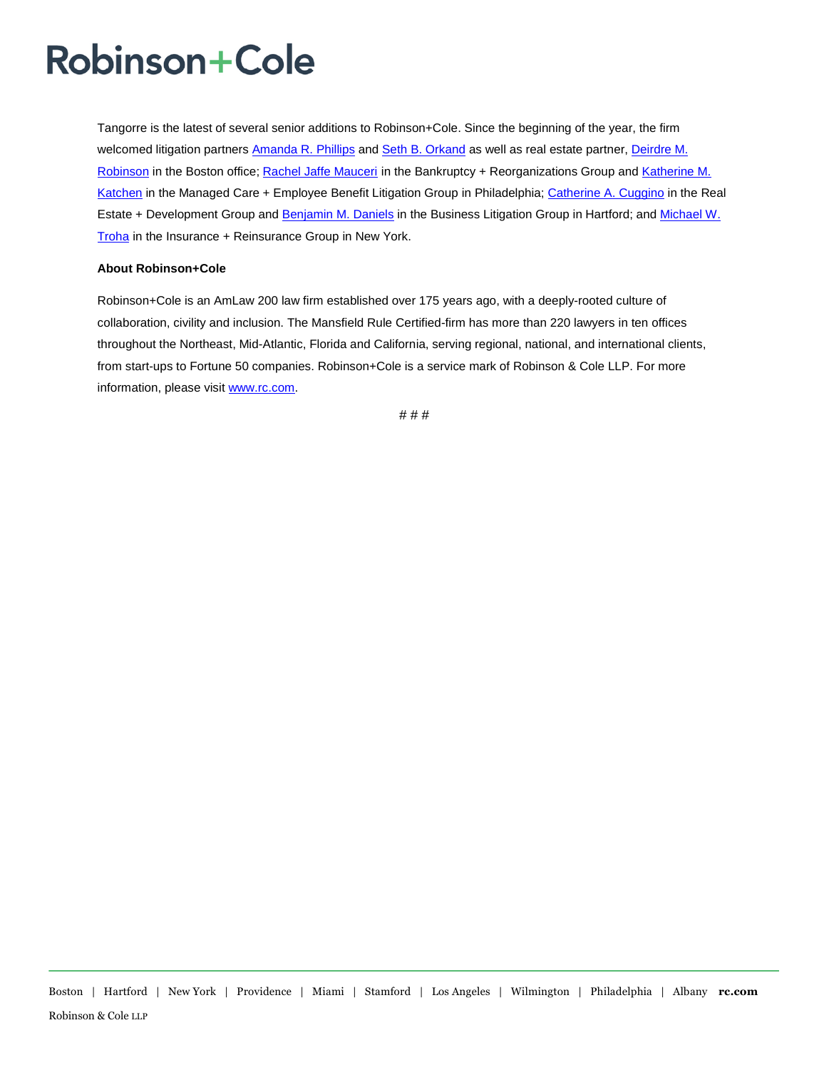Tangorre is the latest of several senior additions to Robinson+Cole. Since the beginning of the year, the firm welcomed litigation partners Amanda R. Phillips and Seth B. Orkand as well as real estate partner, Deirdre M. Robinson in the Boston office; Rachel Jaffe Mauceri in the Bankruptcy + Reorganizations Group and Katherine M. Katchen in the Managed Care + Employee Benefit Litigation Group in Philadelphia; Catherine A. Cuggino in the Real Estate + Development Group and Benjamin M. Daniels in the Business Litigation Group in Hartford; and Michael W. Troha in the Insurance + Reinsurance Group in New York.

**About Robinson+Cole**

Robinson+Cole is an AmLaw 200 law firm established over 175 years ago, with a deeply-rooted culture of collaboration, civility and inclusion. The Mansfield Rule Certified-firm has more than 220 lawyers in ten offices throughout the Northeast, Mid-Atlantic, Florida and California, serving regional, national, and international clients, from start-ups to Fortune 50 companies. Robinson+Cole is a service mark of Robinson & Cole LLP. For more information, please visit www.rc.com.

# # #